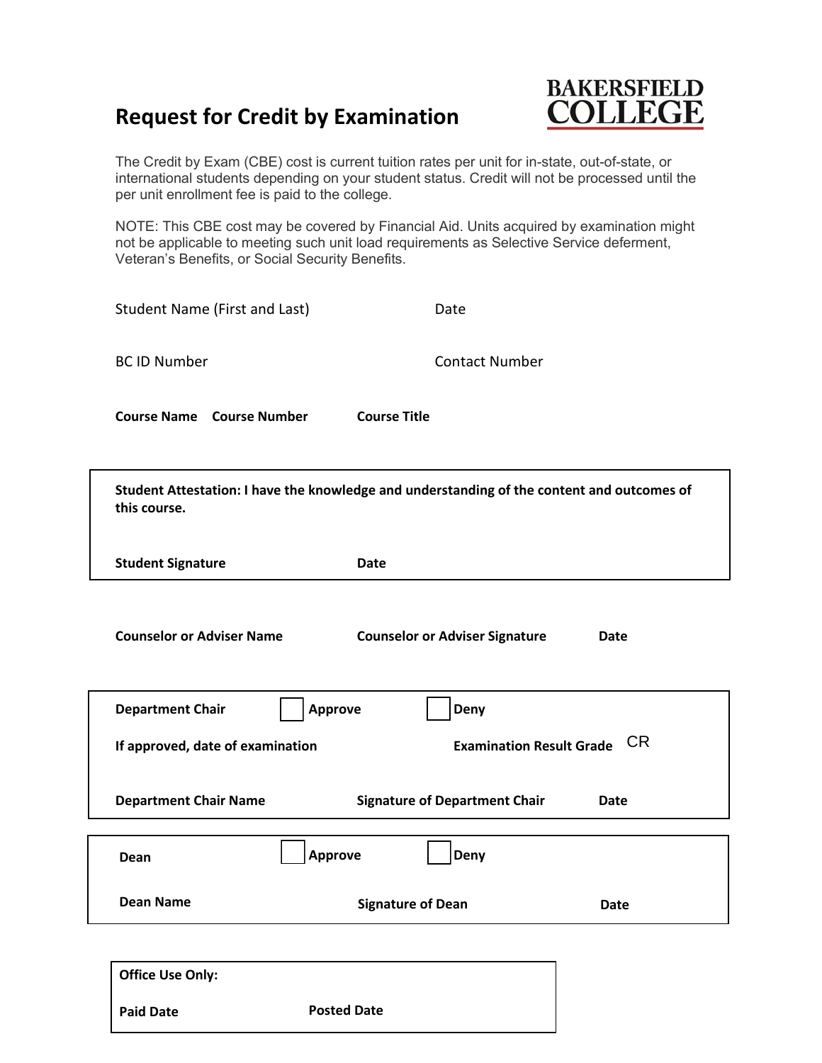# Request for Credit by Examination

BAKERSFIELD COLLEGE

The Credit by Exam (CBE) cost is current tuition rates per unit for in-state, out-of-state, or international students depending on your student status. Credit will not be processed until the per unit enrollment fee is paid to the college.

NOTE: This CBE cost may be covered by Financial Aid. Units acquired by examination might not be applicable to meeting such unit load requirements as Selective Service deferment, Veteran's Benefits, or Social Security Benefits.

Student Name (First and Last) Date

BC ID Number Contact Number

**Course Name** **Course Number** **Course Title**

**Student Attestation: I have the knowledge and understanding of the content and outcomes of this course.**

**Student Signature** **Date**

**Counselor or Adviser Name** **Counselor or Adviser Signature** **Date**

**Department Chair** ☐ **Approve** ☐ **Deny**

**If approved, date of examination** **Examination Result Grade** CR

**Department Chair Name** **Signature of Department Chair** **Date**

**Dean** ☐ **Approve** ☐ **Deny**

**Dean Name** **Signature of Dean** **Date**

**Office Use Only:**

**Paid Date** **Posted Date**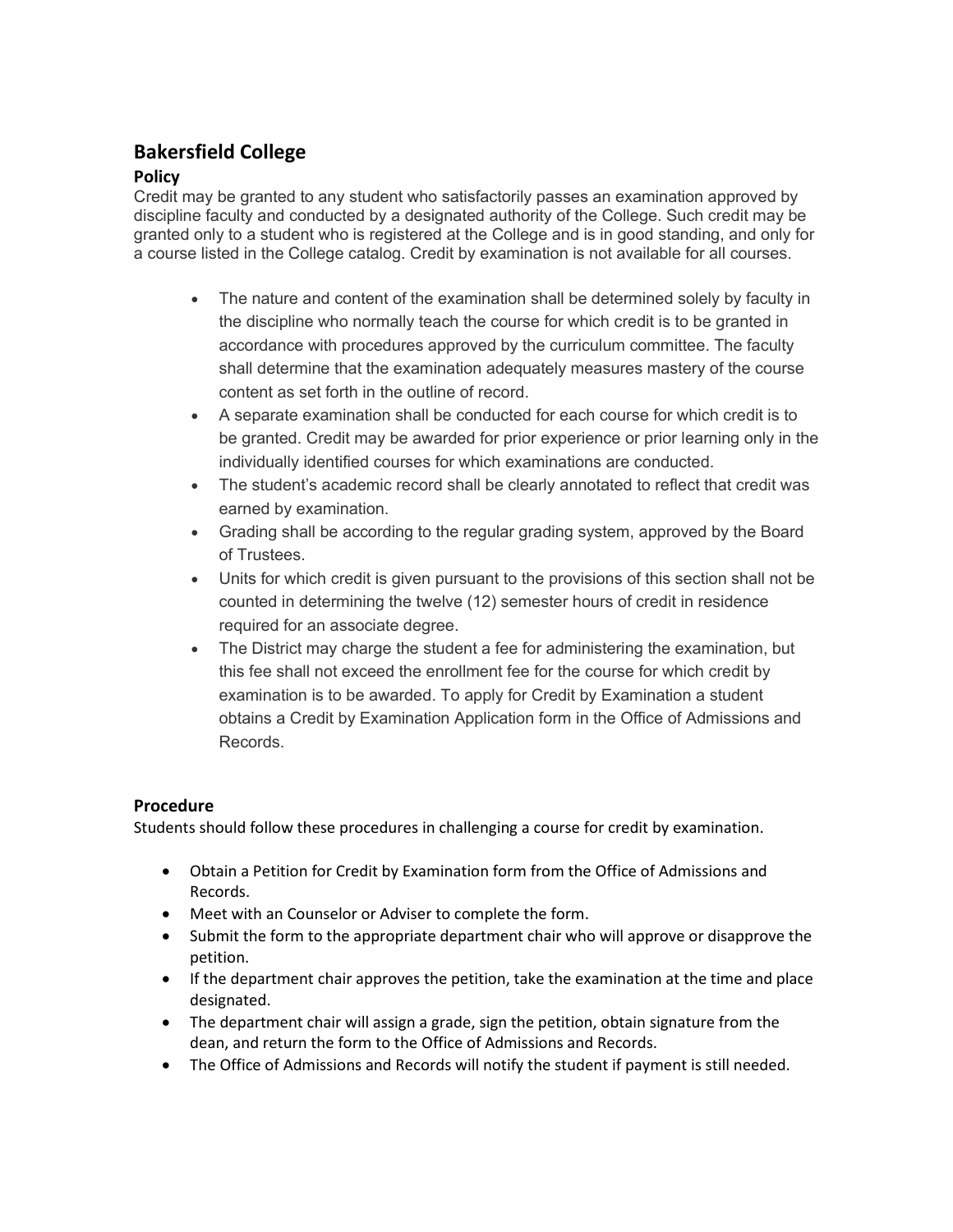# Bakersfield College

## Policy

Credit may be granted to any student who satisfactorily passes an examination approved by discipline faculty and conducted by a designated authority of the College. Such credit may be granted only to a student who is registered at the College and is in good standing, and only for a course listed in the College catalog. Credit by examination is not available for all courses.

- The nature and content of the examination shall be determined solely by faculty in the discipline who normally teach the course for which credit is to be granted in accordance with procedures approved by the curriculum committee. The faculty shall determine that the examination adequately measures mastery of the course content as set forth in the outline of record.
- A separate examination shall be conducted for each course for which credit is to be granted. Credit may be awarded for prior experience or prior learning only in the individually identified courses for which examinations are conducted.
- The student's academic record shall be clearly annotated to reflect that credit was earned by examination.
- Grading shall be according to the regular grading system, approved by the Board of Trustees.
- Units for which credit is given pursuant to the provisions of this section shall not be counted in determining the twelve (12) semester hours of credit in residence required for an associate degree.
- The District may charge the student a fee for administering the examination, but this fee shall not exceed the enrollment fee for the course for which credit by examination is to be awarded. To apply for Credit by Examination a student obtains a Credit by Examination Application form in the Office of Admissions and Records.

## Procedure

Students should follow these procedures in challenging a course for credit by examination.

- Obtain a Petition for Credit by Examination form from the Office of Admissions and Records.
- Meet with an Counselor or Adviser to complete the form.
- Submit the form to the appropriate department chair who will approve or disapprove the petition.
- If the department chair approves the petition, take the examination at the time and place designated.
- The department chair will assign a grade, sign the petition, obtain signature from the dean, and return the form to the Office of Admissions and Records.
- The Office of Admissions and Records will notify the student if payment is still needed.